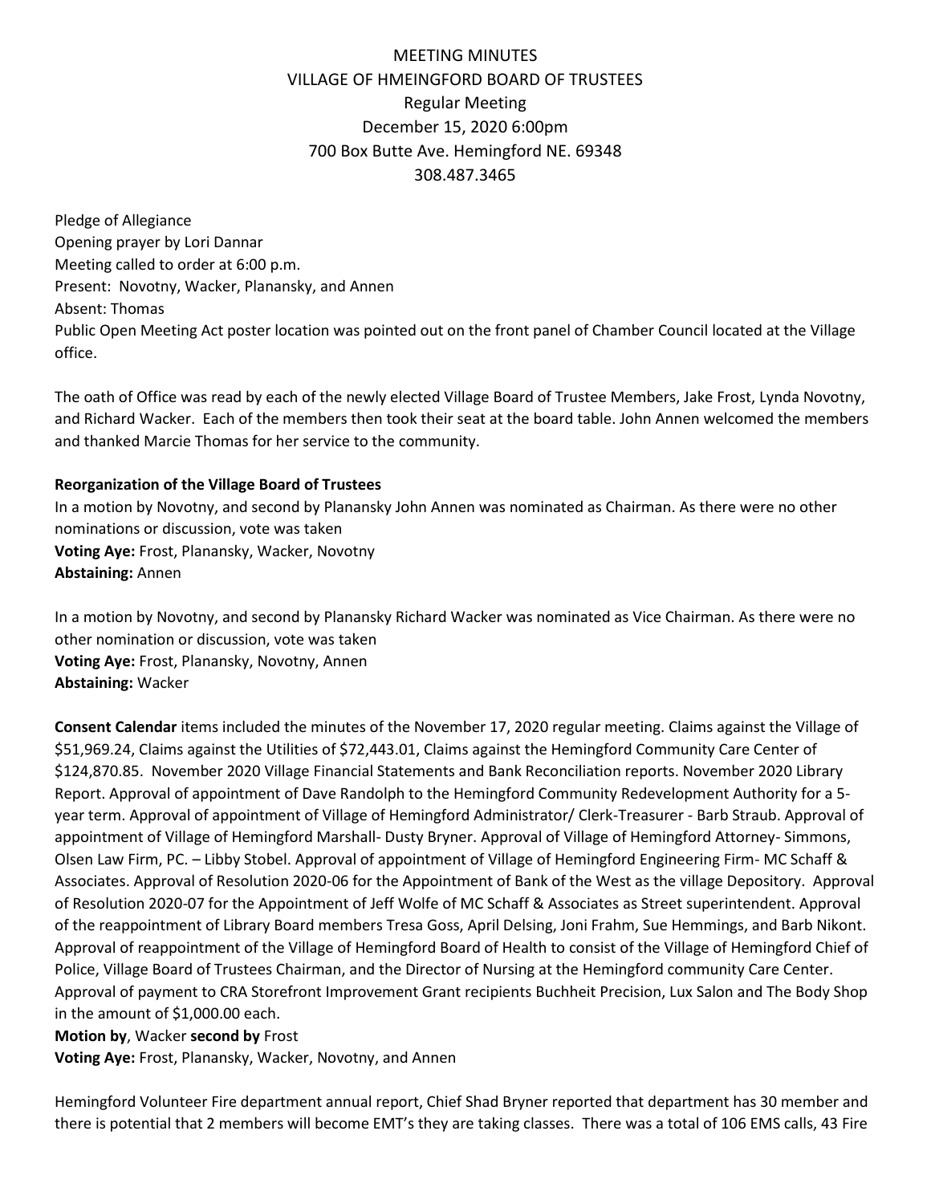# MEETING MINUTES
## VILLAGE OF HMEINGFORD BOARD OF TRUSTEES
### Regular Meeting
December 15, 2020 6:00pm
700 Box Butte Ave. Hemingford NE. 69348
308.487.3465

Pledge of Allegiance
Opening prayer by Lori Dannar
Meeting called to order at 6:00 p.m.
Present: Novotny, Wacker, Planansky, and Annen
Absent: Thomas
Public Open Meeting Act poster location was pointed out on the front panel of Chamber Council located at the Village office.

The oath of Office was read by each of the newly elected Village Board of Trustee Members, Jake Frost, Lynda Novotny, and Richard Wacker. Each of the members then took their seat at the board table. John Annen welcomed the members and thanked Marcie Thomas for her service to the community.

**Reorganization of the Village Board of Trustees**
In a motion by Novotny, and second by Planansky John Annen was nominated as Chairman. As there were no other nominations or discussion, vote was taken
**Voting Aye:** Frost, Planansky, Wacker, Novotny
**Abstaining:** Annen

In a motion by Novotny, and second by Planansky Richard Wacker was nominated as Vice Chairman. As there were no other nomination or discussion, vote was taken
**Voting Aye:** Frost, Planansky, Novotny, Annen
**Abstaining:** Wacker

**Consent Calendar** items included the minutes of the November 17, 2020 regular meeting. Claims against the Village of $51,969.24, Claims against the Utilities of $72,443.01, Claims against the Hemingford Community Care Center of $124,870.85. November 2020 Village Financial Statements and Bank Reconciliation reports. November 2020 Library Report. Approval of appointment of Dave Randolph to the Hemingford Community Redevelopment Authority for a 5-year term. Approval of appointment of Village of Hemingford Administrator/ Clerk-Treasurer - Barb Straub. Approval of appointment of Village of Hemingford Marshall- Dusty Bryner. Approval of Village of Hemingford Attorney- Simmons, Olsen Law Firm, PC. – Libby Stobel. Approval of appointment of Village of Hemingford Engineering Firm- MC Schaff & Associates. Approval of Resolution 2020-06 for the Appointment of Bank of the West as the village Depository. Approval of Resolution 2020-07 for the Appointment of Jeff Wolfe of MC Schaff & Associates as Street superintendent. Approval of the reappointment of Library Board members Tresa Goss, April Delsing, Joni Frahm, Sue Hemmings, and Barb Nikont. Approval of reappointment of the Village of Hemingford Board of Health to consist of the Village of Hemingford Chief of Police, Village Board of Trustees Chairman, and the Director of Nursing at the Hemingford community Care Center. Approval of payment to CRA Storefront Improvement Grant recipients Buchheit Precision, Lux Salon and The Body Shop in the amount of $1,000.00 each.
**Motion by**, Wacker **second by** Frost
**Voting Aye:** Frost, Planansky, Wacker, Novotny, and Annen

Hemingford Volunteer Fire department annual report, Chief Shad Bryner reported that department has 30 member and there is potential that 2 members will become EMT's they are taking classes. There was a total of 106 EMS calls, 43 Fire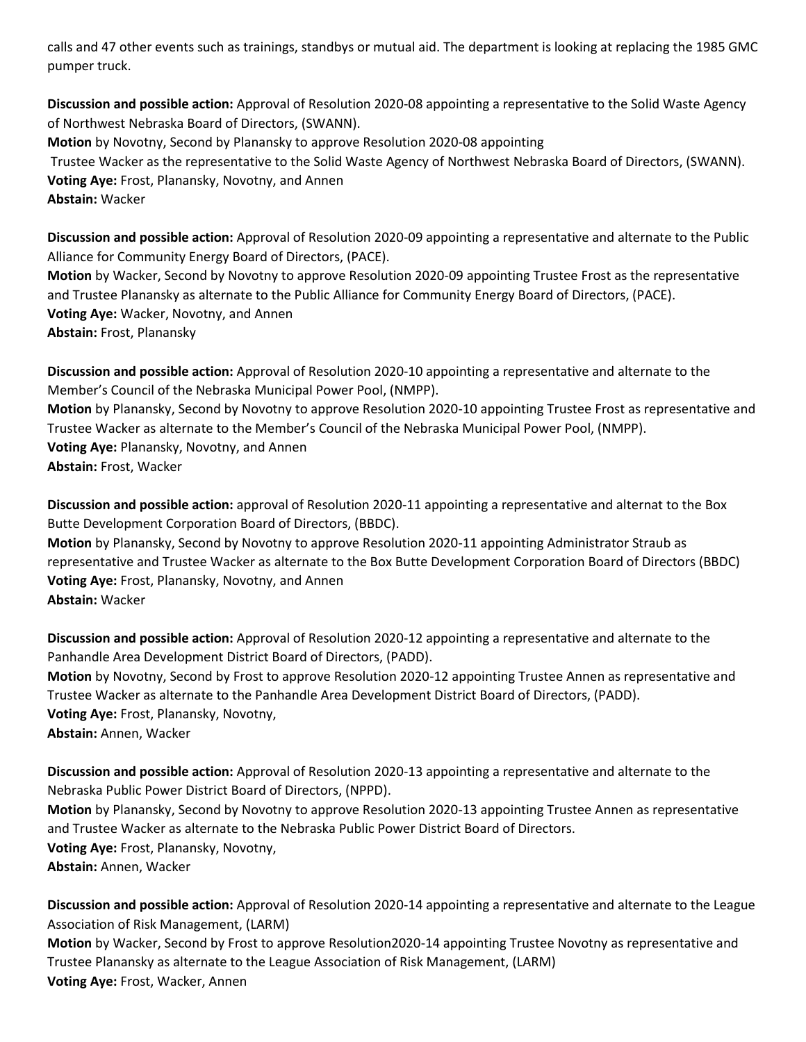calls and 47 other events such as trainings, standbys or mutual aid. The department is looking at replacing the 1985 GMC pumper truck.

**Discussion and possible action:** Approval of Resolution 2020-08 appointing a representative to the Solid Waste Agency of Northwest Nebraska Board of Directors, (SWANN).
**Motion** by Novotny, Second by Planansky to approve Resolution 2020-08 appointing Trustee Wacker as the representative to the Solid Waste Agency of Northwest Nebraska Board of Directors, (SWANN).
**Voting Aye:** Frost, Planansky, Novotny, and Annen
**Abstain:** Wacker

**Discussion and possible action:** Approval of Resolution 2020-09 appointing a representative and alternate to the Public Alliance for Community Energy Board of Directors, (PACE).
**Motion** by Wacker, Second by Novotny to approve Resolution 2020-09 appointing Trustee Frost as the representative and Trustee Planansky as alternate to the Public Alliance for Community Energy Board of Directors, (PACE).
**Voting Aye:** Wacker, Novotny, and Annen
**Abstain:** Frost, Planansky

**Discussion and possible action:** Approval of Resolution 2020-10 appointing a representative and alternate to the Member's Council of the Nebraska Municipal Power Pool, (NMPP).
**Motion** by Planansky, Second by Novotny to approve Resolution 2020-10 appointing Trustee Frost as representative and Trustee Wacker as alternate to the Member's Council of the Nebraska Municipal Power Pool, (NMPP).
**Voting Aye:** Planansky, Novotny, and Annen
**Abstain:** Frost, Wacker

**Discussion and possible action:** approval of Resolution 2020-11 appointing a representative and alternat to the Box Butte Development Corporation Board of Directors, (BBDC).
**Motion** by Planansky, Second by Novotny to approve Resolution 2020-11 appointing Administrator Straub as representative and Trustee Wacker as alternate to the Box Butte Development Corporation Board of Directors (BBDC)
**Voting Aye:** Frost, Planansky, Novotny, and Annen
**Abstain:** Wacker

**Discussion and possible action:** Approval of Resolution 2020-12 appointing a representative and alternate to the Panhandle Area Development District Board of Directors, (PADD).
**Motion** by Novotny, Second by Frost to approve Resolution 2020-12 appointing Trustee Annen as representative and Trustee Wacker as alternate to the Panhandle Area Development District Board of Directors, (PADD).
**Voting Aye:** Frost, Planansky, Novotny,
**Abstain:** Annen, Wacker

**Discussion and possible action:** Approval of Resolution 2020-13 appointing a representative and alternate to the Nebraska Public Power District Board of Directors, (NPPD).
**Motion** by Planansky, Second by Novotny to approve Resolution 2020-13 appointing Trustee Annen as representative and Trustee Wacker as alternate to the Nebraska Public Power District Board of Directors.
**Voting Aye:** Frost, Planansky, Novotny,
**Abstain:** Annen, Wacker

**Discussion and possible action:** Approval of Resolution 2020-14 appointing a representative and alternate to the League Association of Risk Management, (LARM)
**Motion** by Wacker, Second by Frost to approve Resolution2020-14 appointing Trustee Novotny as representative and Trustee Planansky as alternate to the League Association of Risk Management, (LARM)
**Voting Aye:** Frost, Wacker, Annen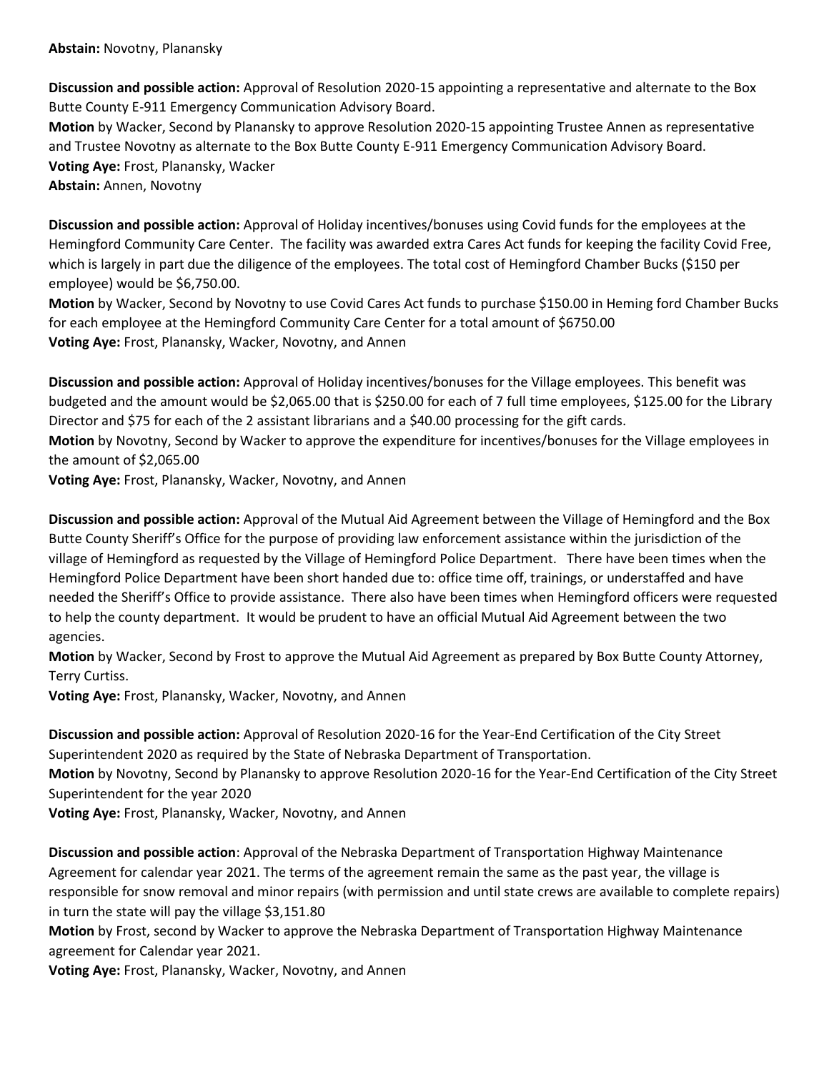**Abstain:** Novotny, Planansky

**Discussion and possible action:** Approval of Resolution 2020-15 appointing a representative and alternate to the Box Butte County E-911 Emergency Communication Advisory Board.
**Motion** by Wacker, Second by Planansky to approve Resolution 2020-15 appointing Trustee Annen as representative and Trustee Novotny as alternate to the Box Butte County E-911 Emergency Communication Advisory Board.
**Voting Aye:** Frost, Planansky, Wacker
**Abstain:** Annen, Novotny

**Discussion and possible action:** Approval of Holiday incentives/bonuses using Covid funds for the employees at the Hemingford Community Care Center. The facility was awarded extra Cares Act funds for keeping the facility Covid Free, which is largely in part due the diligence of the employees. The total cost of Hemingford Chamber Bucks ($150 per employee) would be $6,750.00.
**Motion** by Wacker, Second by Novotny to use Covid Cares Act funds to purchase $150.00 in Heming ford Chamber Bucks for each employee at the Hemingford Community Care Center for a total amount of $6750.00
**Voting Aye:** Frost, Planansky, Wacker, Novotny, and Annen

**Discussion and possible action:** Approval of Holiday incentives/bonuses for the Village employees. This benefit was budgeted and the amount would be $2,065.00 that is $250.00 for each of 7 full time employees, $125.00 for the Library Director and $75 for each of the 2 assistant librarians and a $40.00 processing for the gift cards.
**Motion** by Novotny, Second by Wacker to approve the expenditure for incentives/bonuses for the Village employees in the amount of $2,065.00
**Voting Aye:** Frost, Planansky, Wacker, Novotny, and Annen

**Discussion and possible action:** Approval of the Mutual Aid Agreement between the Village of Hemingford and the Box Butte County Sheriff's Office for the purpose of providing law enforcement assistance within the jurisdiction of the village of Hemingford as requested by the Village of Hemingford Police Department. There have been times when the Hemingford Police Department have been short handed due to: office time off, trainings, or understaffed and have needed the Sheriff's Office to provide assistance. There also have been times when Hemingford officers were requested to help the county department. It would be prudent to have an official Mutual Aid Agreement between the two agencies.
**Motion** by Wacker, Second by Frost to approve the Mutual Aid Agreement as prepared by Box Butte County Attorney, Terry Curtiss.
**Voting Aye:** Frost, Planansky, Wacker, Novotny, and Annen

**Discussion and possible action:** Approval of Resolution 2020-16 for the Year-End Certification of the City Street Superintendent 2020 as required by the State of Nebraska Department of Transportation.
**Motion** by Novotny, Second by Planansky to approve Resolution 2020-16 for the Year-End Certification of the City Street Superintendent for the year 2020
**Voting Aye:** Frost, Planansky, Wacker, Novotny, and Annen

**Discussion and possible action**: Approval of the Nebraska Department of Transportation Highway Maintenance Agreement for calendar year 2021. The terms of the agreement remain the same as the past year, the village is responsible for snow removal and minor repairs (with permission and until state crews are available to complete repairs) in turn the state will pay the village $3,151.80
**Motion** by Frost, second by Wacker to approve the Nebraska Department of Transportation Highway Maintenance agreement for Calendar year 2021.
**Voting Aye:** Frost, Planansky, Wacker, Novotny, and Annen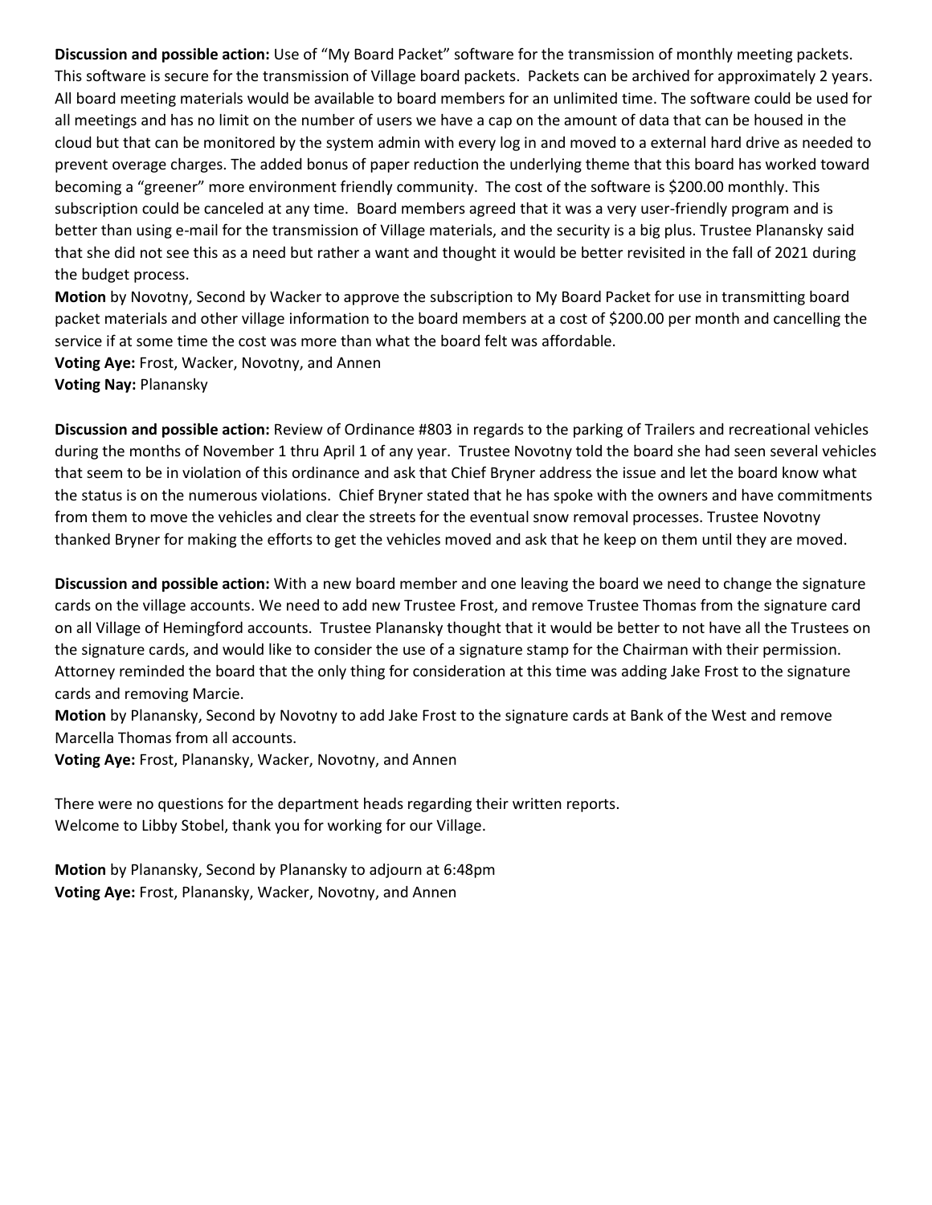**Discussion and possible action:** Use of "My Board Packet" software for the transmission of monthly meeting packets. This software is secure for the transmission of Village board packets. Packets can be archived for approximately 2 years. All board meeting materials would be available to board members for an unlimited time. The software could be used for all meetings and has no limit on the number of users we have a cap on the amount of data that can be housed in the cloud but that can be monitored by the system admin with every log in and moved to a external hard drive as needed to prevent overage charges. The added bonus of paper reduction the underlying theme that this board has worked toward becoming a "greener" more environment friendly community. The cost of the software is $200.00 monthly. This subscription could be canceled at any time. Board members agreed that it was a very user-friendly program and is better than using e-mail for the transmission of Village materials, and the security is a big plus. Trustee Planansky said that she did not see this as a need but rather a want and thought it would be better revisited in the fall of 2021 during the budget process.

**Motion** by Novotny, Second by Wacker to approve the subscription to My Board Packet for use in transmitting board packet materials and other village information to the board members at a cost of $200.00 per month and cancelling the service if at some time the cost was more than what the board felt was affordable.

**Voting Aye:** Frost, Wacker, Novotny, and Annen

**Voting Nay:** Planansky

**Discussion and possible action:** Review of Ordinance #803 in regards to the parking of Trailers and recreational vehicles during the months of November 1 thru April 1 of any year. Trustee Novotny told the board she had seen several vehicles that seem to be in violation of this ordinance and ask that Chief Bryner address the issue and let the board know what the status is on the numerous violations. Chief Bryner stated that he has spoke with the owners and have commitments from them to move the vehicles and clear the streets for the eventual snow removal processes. Trustee Novotny thanked Bryner for making the efforts to get the vehicles moved and ask that he keep on them until they are moved.

**Discussion and possible action:** With a new board member and one leaving the board we need to change the signature cards on the village accounts. We need to add new Trustee Frost, and remove Trustee Thomas from the signature card on all Village of Hemingford accounts. Trustee Planansky thought that it would be better to not have all the Trustees on the signature cards, and would like to consider the use of a signature stamp for the Chairman with their permission. Attorney reminded the board that the only thing for consideration at this time was adding Jake Frost to the signature cards and removing Marcie.

**Motion** by Planansky, Second by Novotny to add Jake Frost to the signature cards at Bank of the West and remove Marcella Thomas from all accounts.

**Voting Aye:** Frost, Planansky, Wacker, Novotny, and Annen

There were no questions for the department heads regarding their written reports.
Welcome to Libby Stobel, thank you for working for our Village.

**Motion** by Planansky, Second by Planansky to adjourn at 6:48pm

**Voting Aye:** Frost, Planansky, Wacker, Novotny, and Annen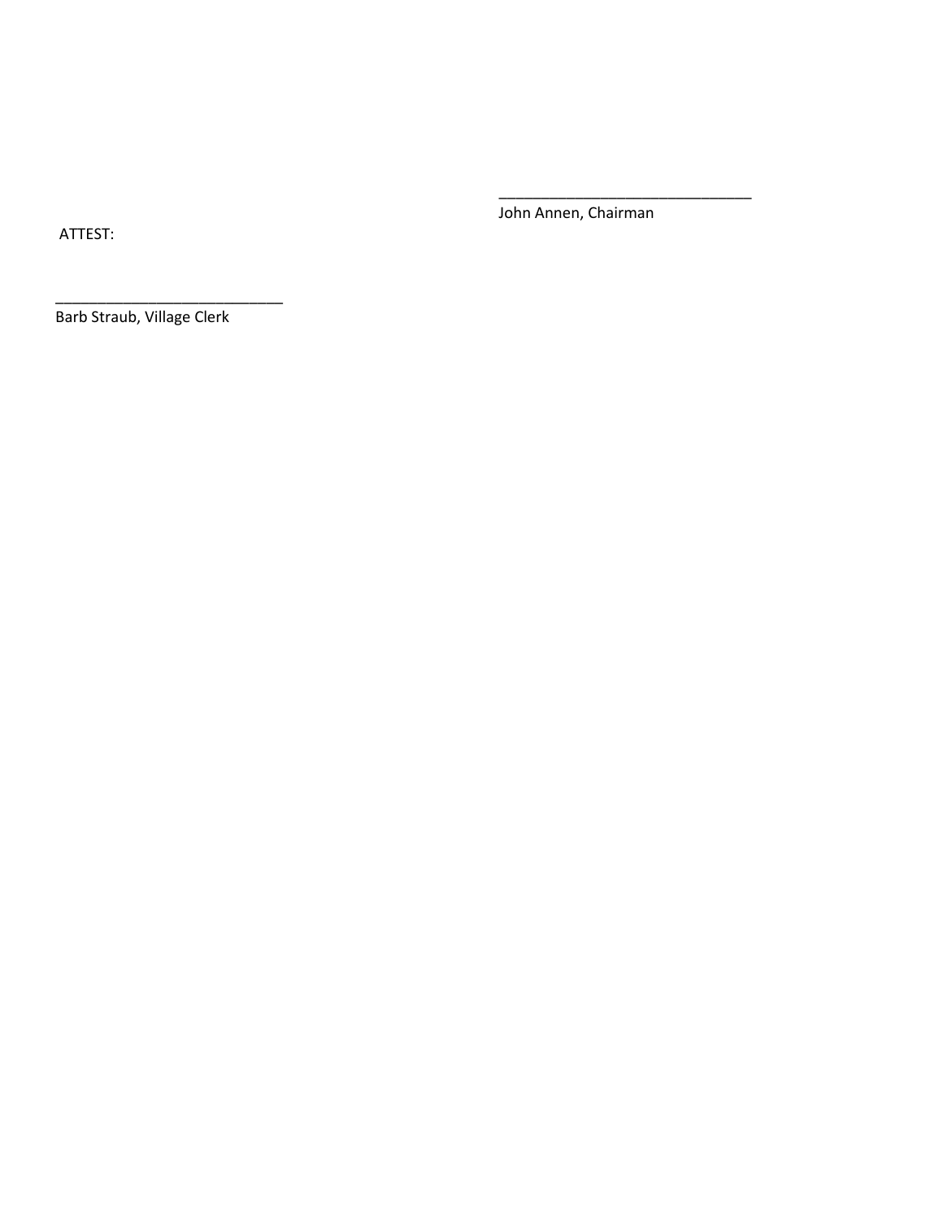______________________________
John Annen, Chairman

ATTEST:

___________________________
Barb Straub, Village Clerk